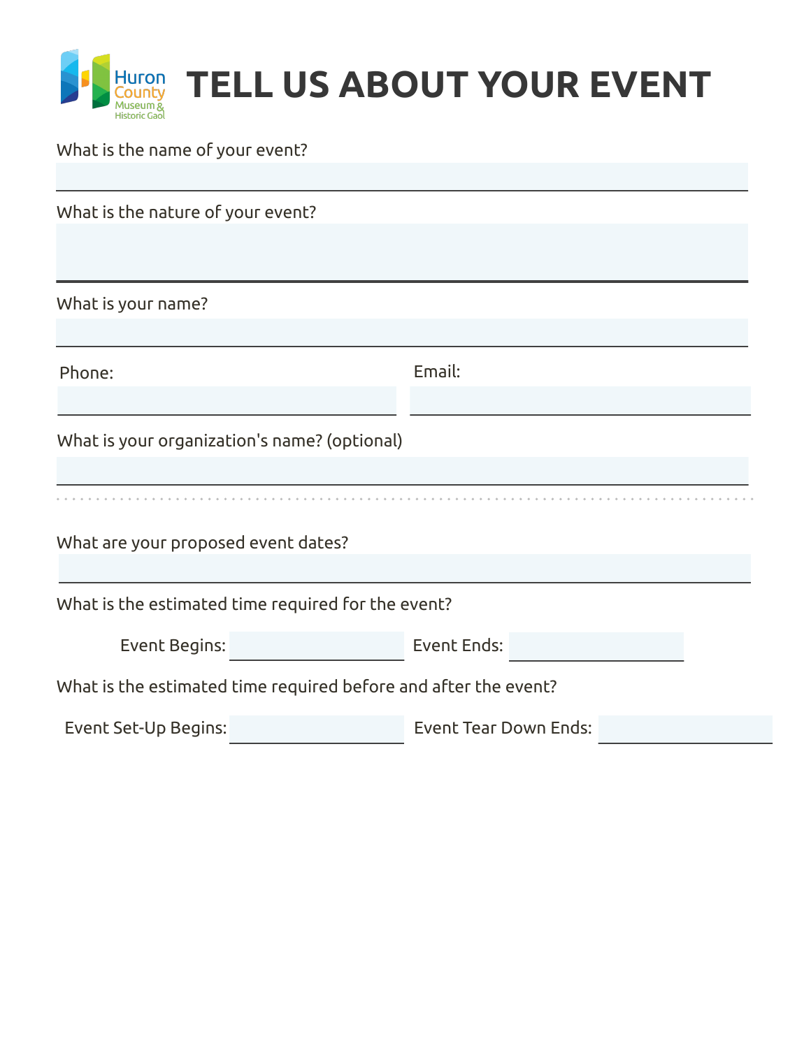Huron County Museum & Historic Gaol

# TELL US ABOUT YOUR EVENT

What is the name of your event?

What is the nature of your event?

What is your name?

Phone:

Email:

What is your organization's name? (optional)

What are your proposed event dates?

What is the estimated time required for the event?

Event Begins:

Event Ends:

What is the estimated time required before and after the event?

Event Set-Up Begins:

Event Tear Down Ends: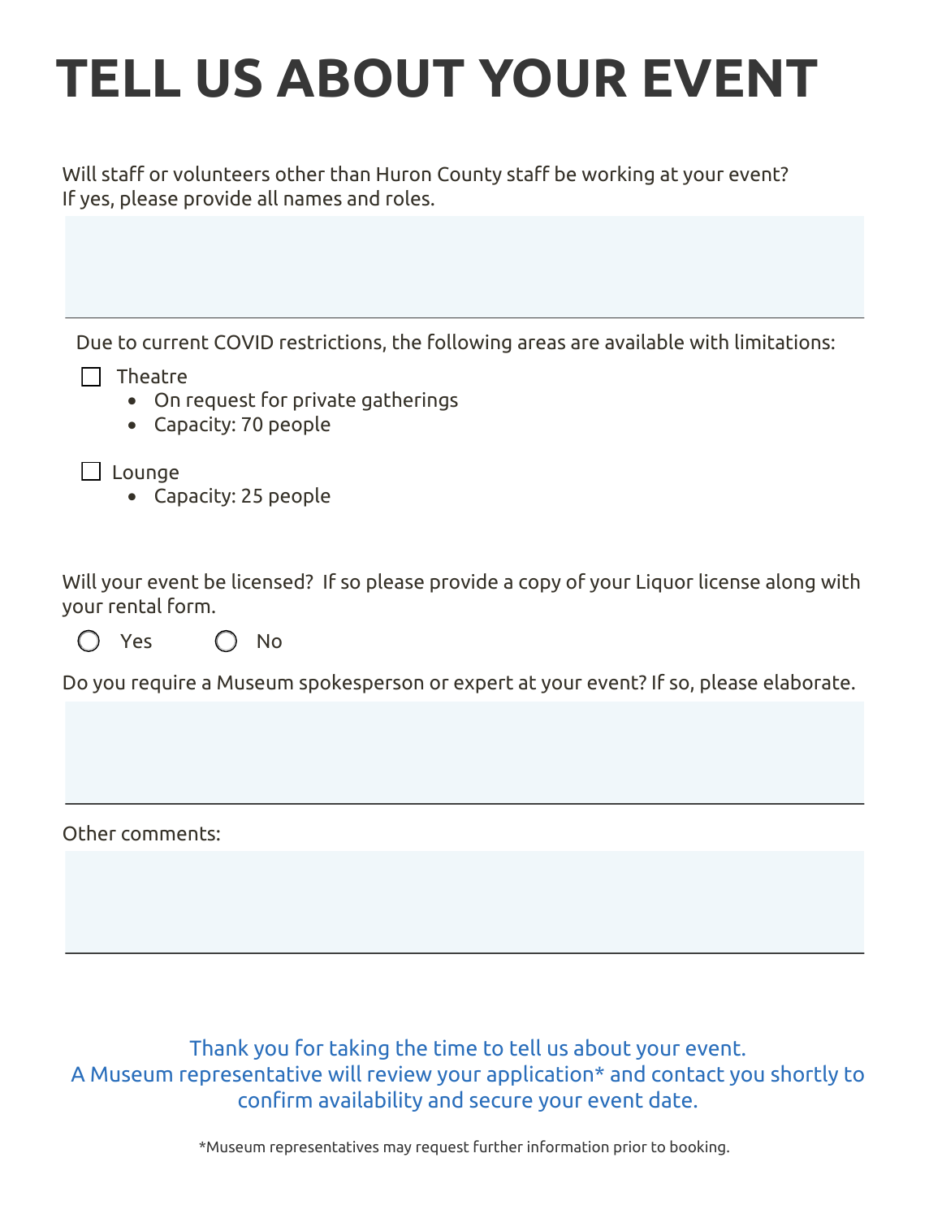# TELL US ABOUT YOUR EVENT

Will staff or volunteers other than Huron County staff be working at your event?
If yes, please provide all names and roles.

Due to current COVID restrictions, the following areas are available with limitations:

☐ Theatre
- On request for private gatherings
- Capacity: 70 people

☐ Lounge
- Capacity: 25 people

Will your event be licensed? If so please provide a copy of your Liquor license along with your rental form.

○ Yes ○ No

Do you require a Museum spokesperson or expert at your event? If so, please elaborate.

Other comments:

Thank you for taking the time to tell us about your event.
A Museum representative will review your application* and contact you shortly to confirm availability and secure your event date.

*Museum representatives may request further information prior to booking.